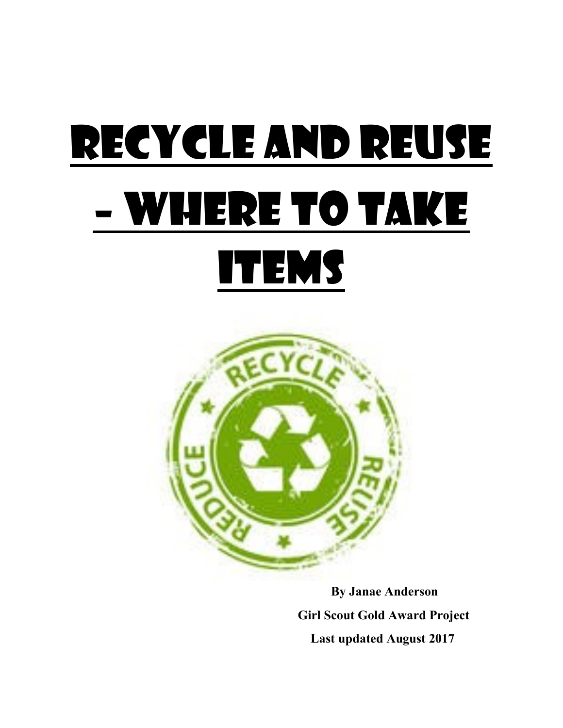# Recycle and Reuse – Where to Take Items

**By Janae Anderson**

**Girl Scout Gold Award Project**

**Last updated August 2017**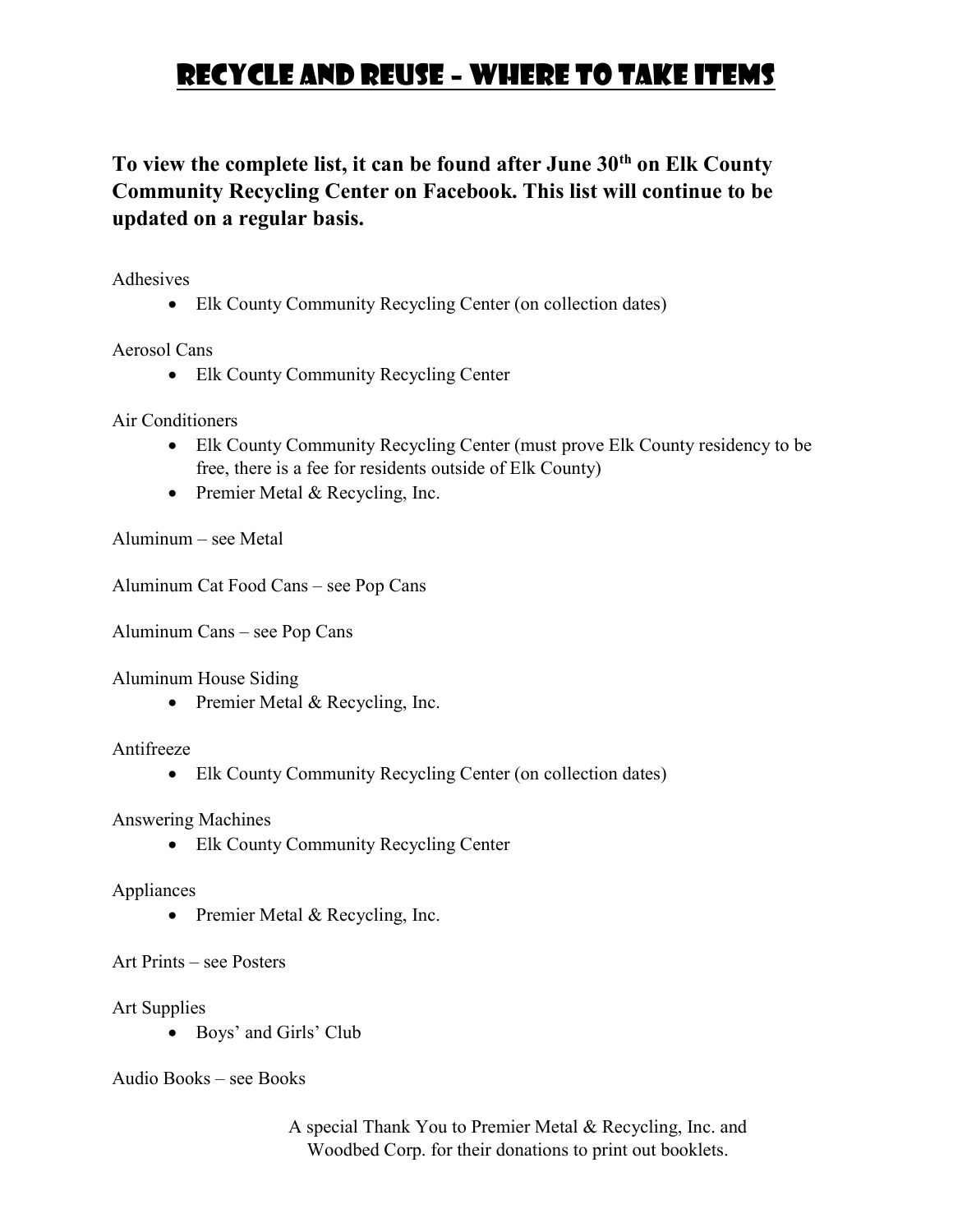# Recycle and Reuse – Where to Take Items

**To view the complete list, it can be found after June 30th on Elk County Community Recycling Center on Facebook. This list will continue to be updated on a regular basis.**

Adhesives

- Elk County Community Recycling Center (on collection dates)

Aerosol Cans

- Elk County Community Recycling Center

Air Conditioners

- Elk County Community Recycling Center (must prove Elk County residency to be free, there is a fee for residents outside of Elk County)
- Premier Metal & Recycling, Inc.

Aluminum – see Metal

Aluminum Cat Food Cans – see Pop Cans

Aluminum Cans – see Pop Cans

Aluminum House Siding

- Premier Metal & Recycling, Inc.

Antifreeze

- Elk County Community Recycling Center (on collection dates)

Answering Machines

- Elk County Community Recycling Center

Appliances

- Premier Metal & Recycling, Inc.

Art Prints – see Posters

Art Supplies

- Boys' and Girls' Club

Audio Books – see Books

A special Thank You to Premier Metal & Recycling, Inc. and Woodbed Corp. for their donations to print out booklets.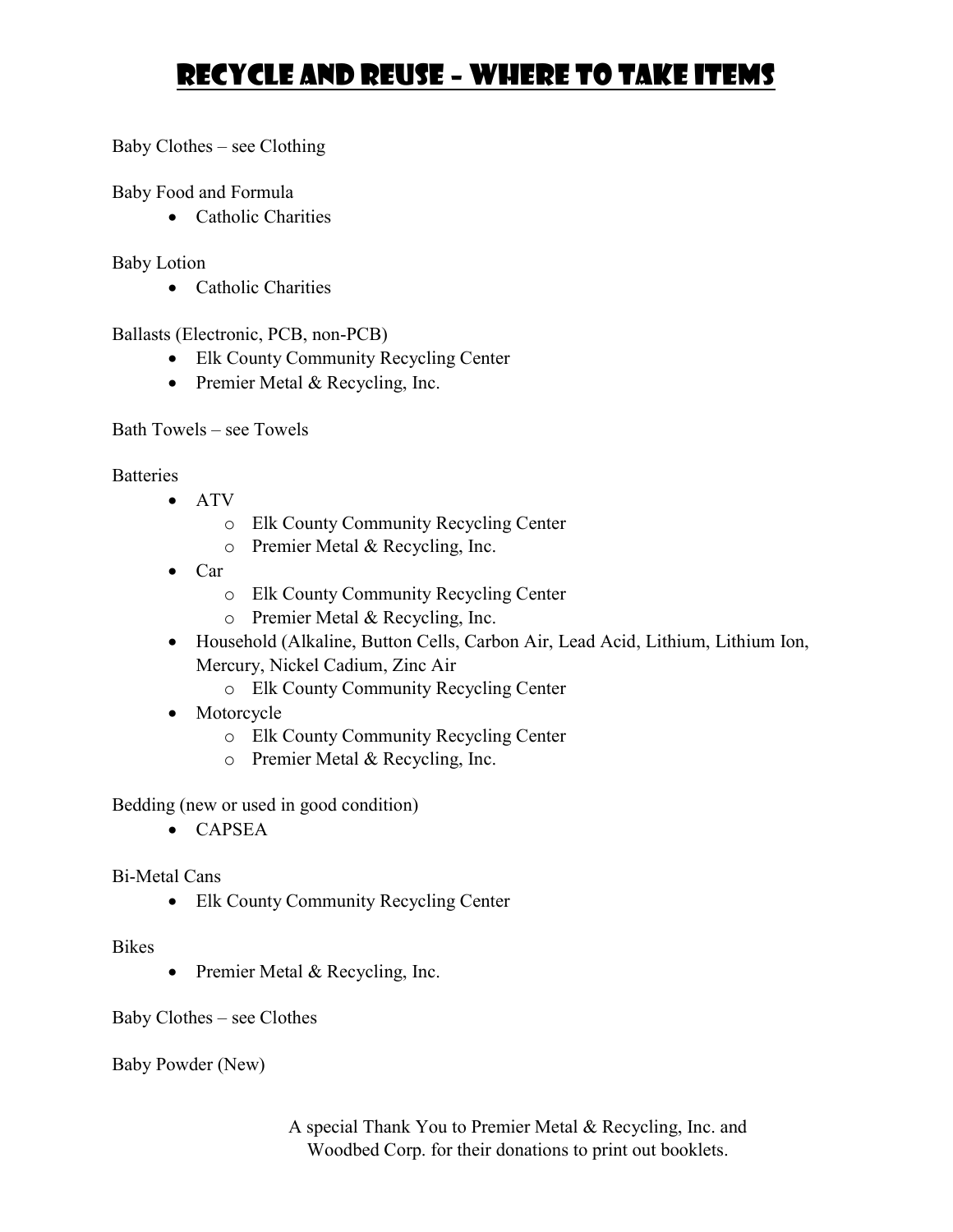# Recycle and Reuse – Where to take Items

Baby Clothes – see Clothing

Baby Food and Formula

- Catholic Charities

Baby Lotion

- Catholic Charities

Ballasts (Electronic, PCB, non-PCB)

- Elk County Community Recycling Center
- Premier Metal & Recycling, Inc.

Bath Towels – see Towels

Batteries

- ATV
    - Elk County Community Recycling Center
    - Premier Metal & Recycling, Inc.
- Car
    - Elk County Community Recycling Center
    - Premier Metal & Recycling, Inc.
- Household (Alkaline, Button Cells, Carbon Air, Lead Acid, Lithium, Lithium Ion, Mercury, Nickel Cadium, Zinc Air
    - Elk County Community Recycling Center
- Motorcycle
    - Elk County Community Recycling Center
    - Premier Metal & Recycling, Inc.

Bedding (new or used in good condition)

- CAPSEA

Bi-Metal Cans

- Elk County Community Recycling Center

Bikes

- Premier Metal & Recycling, Inc.

Baby Clothes – see Clothes

Baby Powder (New)

A special Thank You to Premier Metal & Recycling, Inc. and Woodbed Corp. for their donations to print out booklets.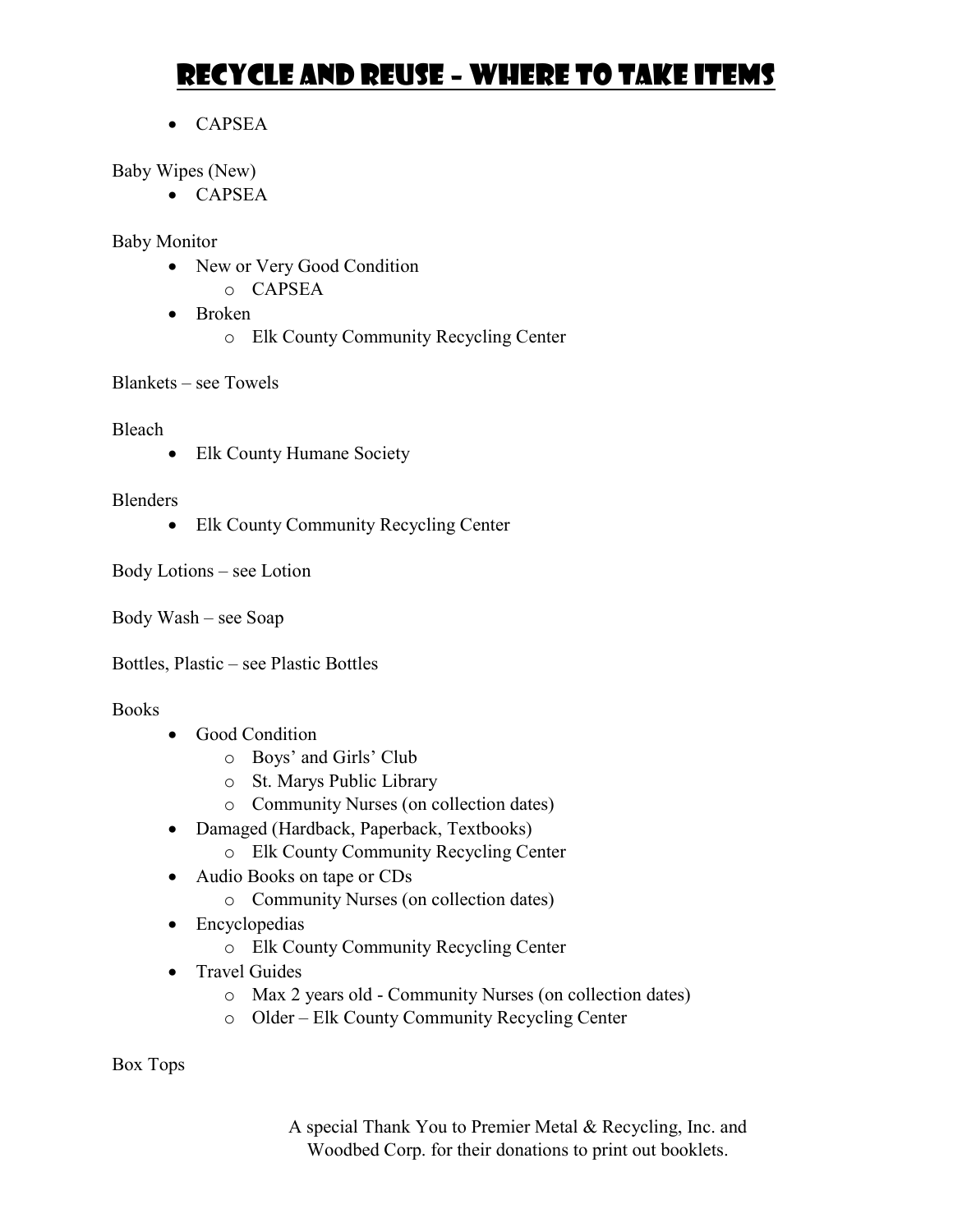# Recycle and Reuse – Where to Take Items

- CAPSEA

Baby Wipes (New)

- CAPSEA

Baby Monitor

- New or Very Good Condition
  - CAPSEA
- Broken
  - Elk County Community Recycling Center

Blankets – see Towels

Bleach

- Elk County Humane Society

Blenders

- Elk County Community Recycling Center

Body Lotions – see Lotion

Body Wash – see Soap

Bottles, Plastic – see Plastic Bottles

Books

- Good Condition
  - Boys' and Girls' Club
  - St. Marys Public Library
  - Community Nurses (on collection dates)
- Damaged (Hardback, Paperback, Textbooks)
  - Elk County Community Recycling Center
- Audio Books on tape or CDs
  - Community Nurses (on collection dates)
- Encyclopedias
  - Elk County Community Recycling Center
- Travel Guides
  - Max 2 years old - Community Nurses (on collection dates)
  - Older – Elk County Community Recycling Center

Box Tops

A special Thank You to Premier Metal & Recycling, Inc. and Woodbed Corp. for their donations to print out booklets.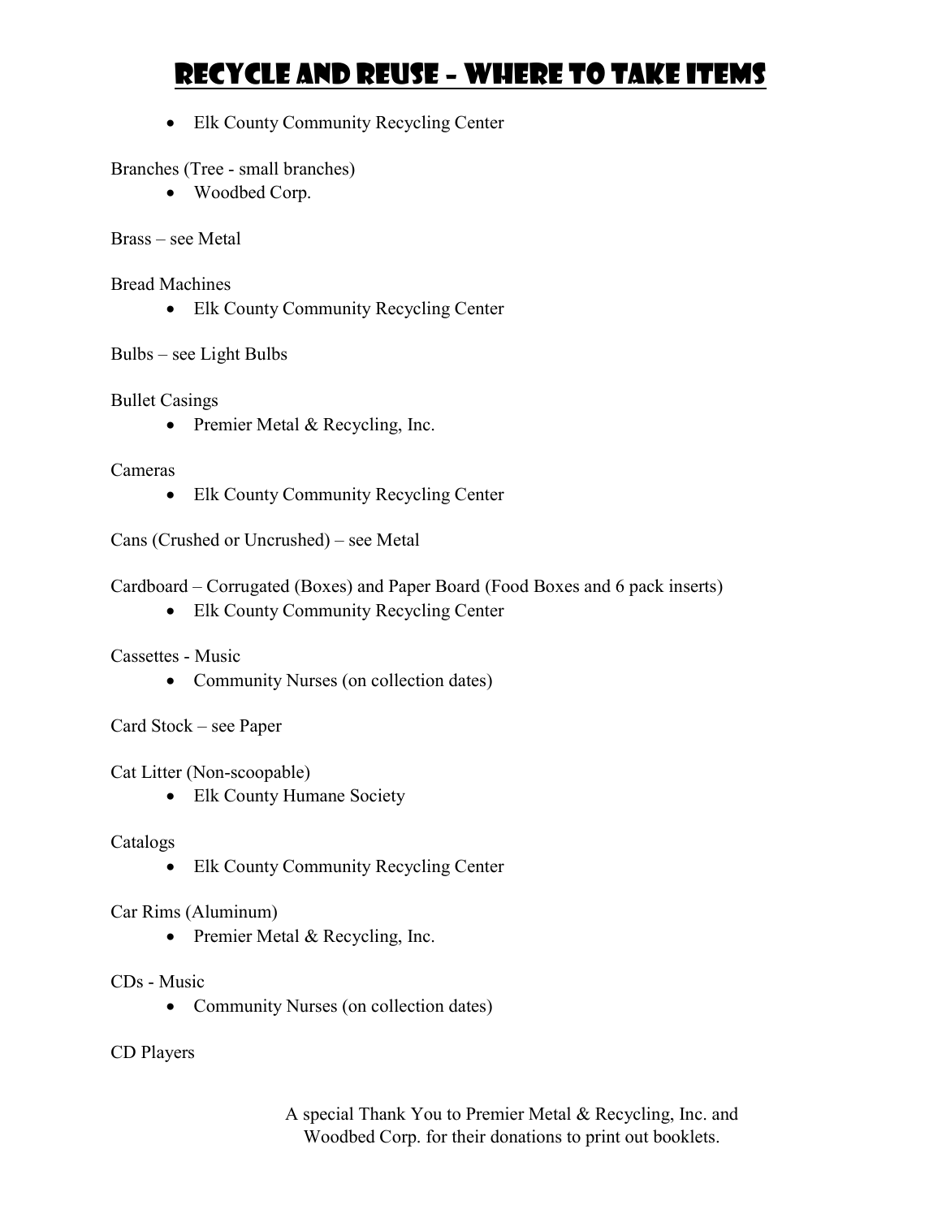# Recycle and Reuse – Where to Take Items

- Elk County Community Recycling Center

Branches (Tree - small branches)

- Woodbed Corp.

Brass – see Metal

Bread Machines

- Elk County Community Recycling Center

Bulbs – see Light Bulbs

Bullet Casings

- Premier Metal & Recycling, Inc.

Cameras

- Elk County Community Recycling Center

Cans (Crushed or Uncrushed) – see Metal

Cardboard – Corrugated (Boxes) and Paper Board (Food Boxes and 6 pack inserts)

- Elk County Community Recycling Center

Cassettes - Music

- Community Nurses (on collection dates)

Card Stock – see Paper

Cat Litter (Non-scoopable)

- Elk County Humane Society

Catalogs

- Elk County Community Recycling Center

Car Rims (Aluminum)

- Premier Metal & Recycling, Inc.

CDs - Music

- Community Nurses (on collection dates)

CD Players

A special Thank You to Premier Metal & Recycling, Inc. and Woodbed Corp. for their donations to print out booklets.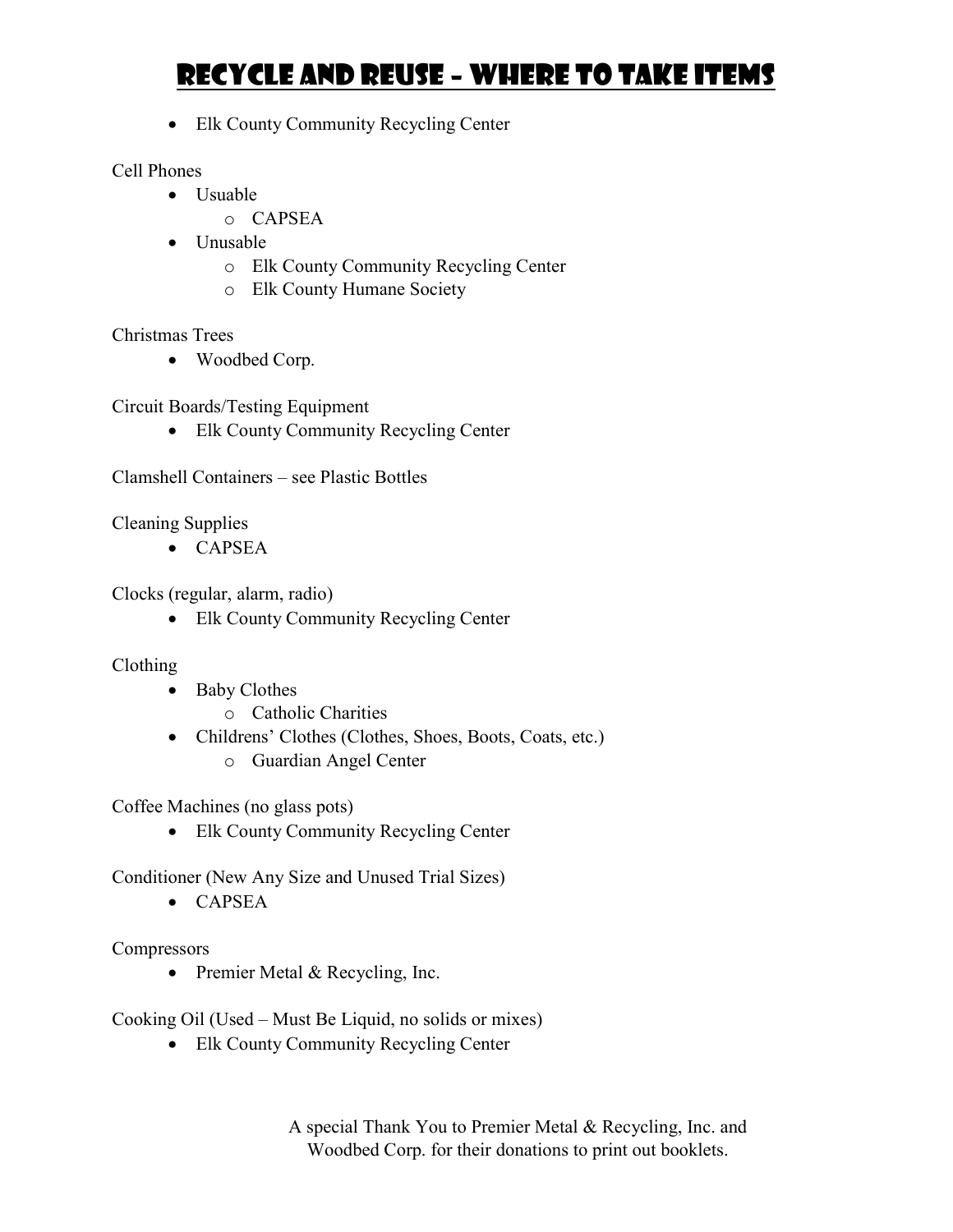# Recycle and Reuse – Where to Take Items

- Elk County Community Recycling Center

Cell Phones

- Usuable
  - CAPSEA
- Unusable
  - Elk County Community Recycling Center
  - Elk County Humane Society

Christmas Trees

- Woodbed Corp.

Circuit Boards/Testing Equipment

- Elk County Community Recycling Center

Clamshell Containers – see Plastic Bottles

Cleaning Supplies

- CAPSEA

Clocks (regular, alarm, radio)

- Elk County Community Recycling Center

Clothing

- Baby Clothes
  - Catholic Charities
- Childrens' Clothes (Clothes, Shoes, Boots, Coats, etc.)
  - Guardian Angel Center

Coffee Machines (no glass pots)

- Elk County Community Recycling Center

Conditioner (New Any Size and Unused Trial Sizes)

- CAPSEA

Compressors

- Premier Metal & Recycling, Inc.

Cooking Oil (Used – Must Be Liquid, no solids or mixes)

- Elk County Community Recycling Center

A special Thank You to Premier Metal & Recycling, Inc. and Woodbed Corp. for their donations to print out booklets.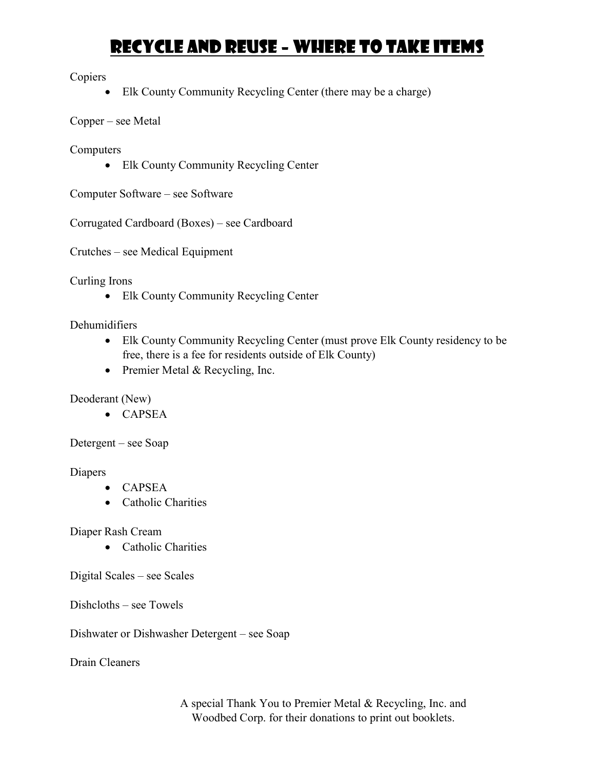# Recycle and Reuse – Where to Take Items

Copiers

- Elk County Community Recycling Center (there may be a charge)

Copper – see Metal

Computers

- Elk County Community Recycling Center

Computer Software – see Software

Corrugated Cardboard (Boxes) – see Cardboard

Crutches – see Medical Equipment

Curling Irons

- Elk County Community Recycling Center

Dehumidifiers

- Elk County Community Recycling Center (must prove Elk County residency to be free, there is a fee for residents outside of Elk County)
- Premier Metal & Recycling, Inc.

Deoderant (New)

- CAPSEA

Detergent – see Soap

Diapers

- CAPSEA
- Catholic Charities

Diaper Rash Cream

- Catholic Charities

Digital Scales – see Scales

Dishcloths – see Towels

Dishwater or Dishwasher Detergent – see Soap

Drain Cleaners

A special Thank You to Premier Metal & Recycling, Inc. and Woodbed Corp. for their donations to print out booklets.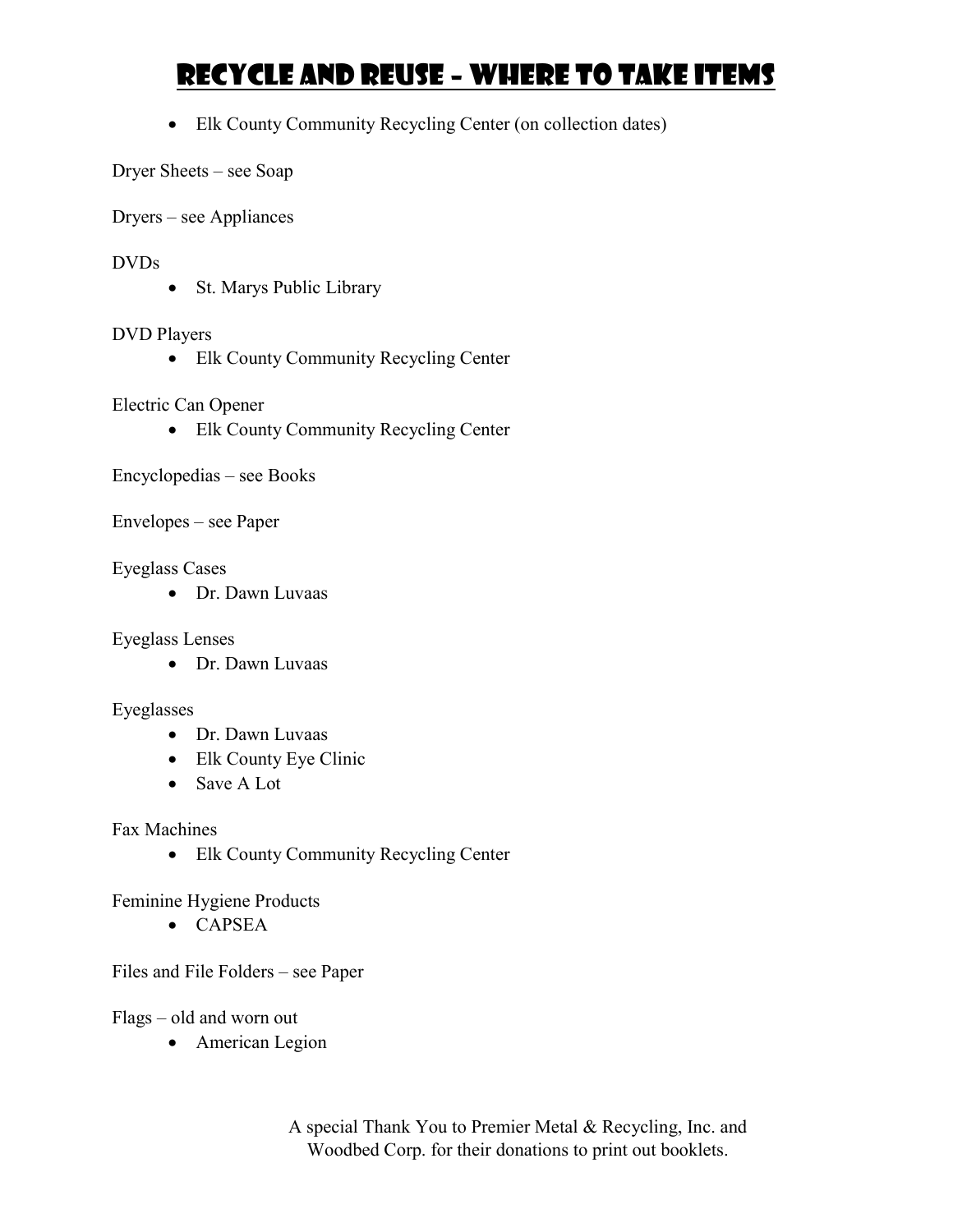# Recycle and Reuse – Where to Take Items

- Elk County Community Recycling Center (on collection dates)

Dryer Sheets – see Soap

Dryers – see Appliances

DVDs

- St. Marys Public Library

DVD Players

- Elk County Community Recycling Center

Electric Can Opener

- Elk County Community Recycling Center

Encyclopedias – see Books

Envelopes – see Paper

Eyeglass Cases

- Dr. Dawn Luvaas

Eyeglass Lenses

- Dr. Dawn Luvaas

Eyeglasses

- Dr. Dawn Luvaas
- Elk County Eye Clinic
- Save A Lot

Fax Machines

- Elk County Community Recycling Center

Feminine Hygiene Products

- CAPSEA

Files and File Folders – see Paper

Flags – old and worn out

- American Legion

A special Thank You to Premier Metal & Recycling, Inc. and Woodbed Corp. for their donations to print out booklets.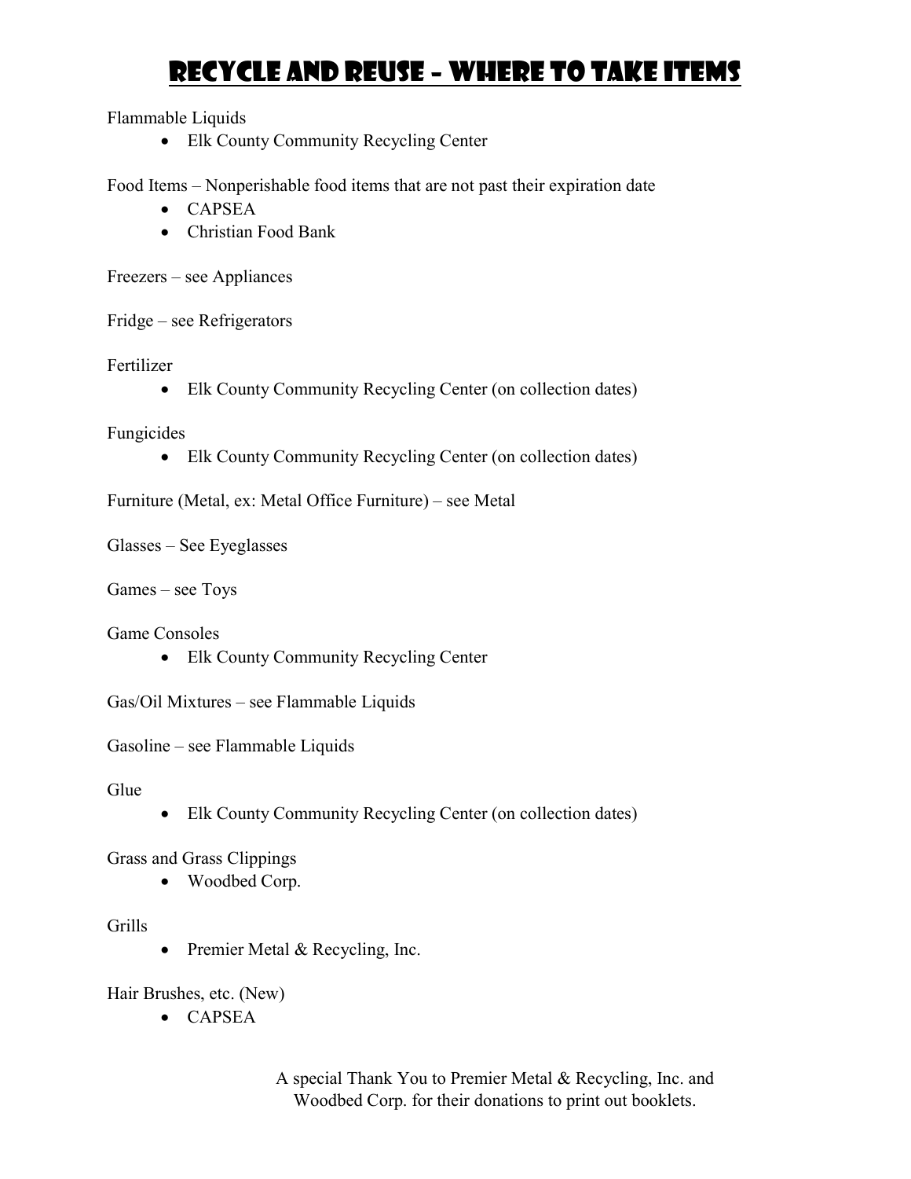# Recycle and Reuse – Where to Take Items

Flammable Liquids

- Elk County Community Recycling Center

Food Items – Nonperishable food items that are not past their expiration date

- CAPSEA
- Christian Food Bank

Freezers – see Appliances

Fridge – see Refrigerators

Fertilizer

- Elk County Community Recycling Center (on collection dates)

Fungicides

- Elk County Community Recycling Center (on collection dates)

Furniture (Metal, ex: Metal Office Furniture) – see Metal

Glasses – See Eyeglasses

Games – see Toys

Game Consoles

- Elk County Community Recycling Center

Gas/Oil Mixtures – see Flammable Liquids

Gasoline – see Flammable Liquids

Glue

- Elk County Community Recycling Center (on collection dates)

Grass and Grass Clippings

- Woodbed Corp.

Grills

- Premier Metal & Recycling, Inc.

Hair Brushes, etc. (New)

- CAPSEA

A special Thank You to Premier Metal & Recycling, Inc. and Woodbed Corp. for their donations to print out booklets.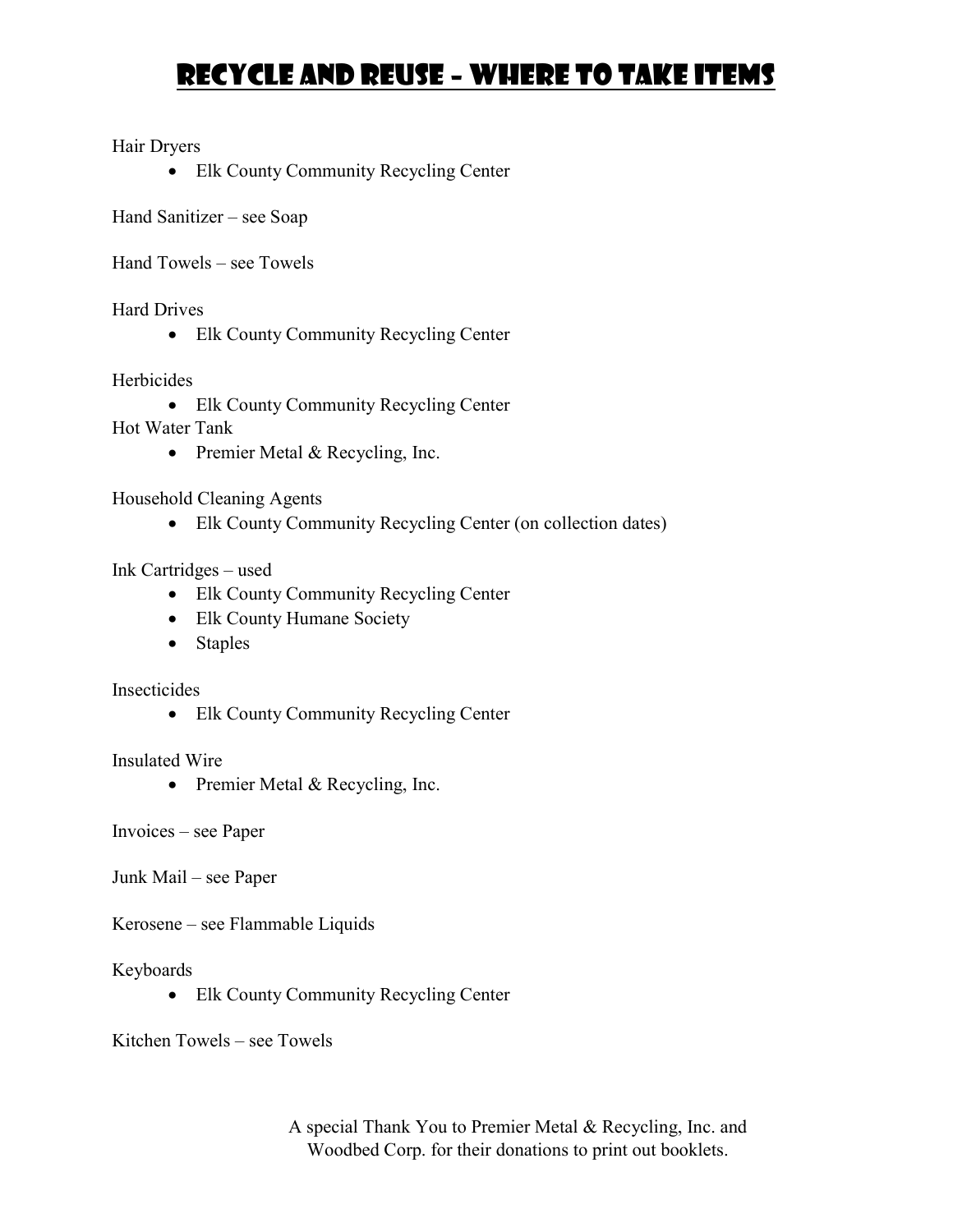# Recycle and Reuse – Where to Take Items

Hair Dryers

- Elk County Community Recycling Center

Hand Sanitizer – see Soap

Hand Towels – see Towels

Hard Drives

- Elk County Community Recycling Center

Herbicides

- Elk County Community Recycling Center

Hot Water Tank

- Premier Metal & Recycling, Inc.

Household Cleaning Agents

- Elk County Community Recycling Center (on collection dates)

Ink Cartridges – used

- Elk County Community Recycling Center
- Elk County Humane Society
- Staples

Insecticides

- Elk County Community Recycling Center

Insulated Wire

- Premier Metal & Recycling, Inc.

Invoices – see Paper

Junk Mail – see Paper

Kerosene – see Flammable Liquids

Keyboards

- Elk County Community Recycling Center

Kitchen Towels – see Towels

A special Thank You to Premier Metal & Recycling, Inc. and Woodbed Corp. for their donations to print out booklets.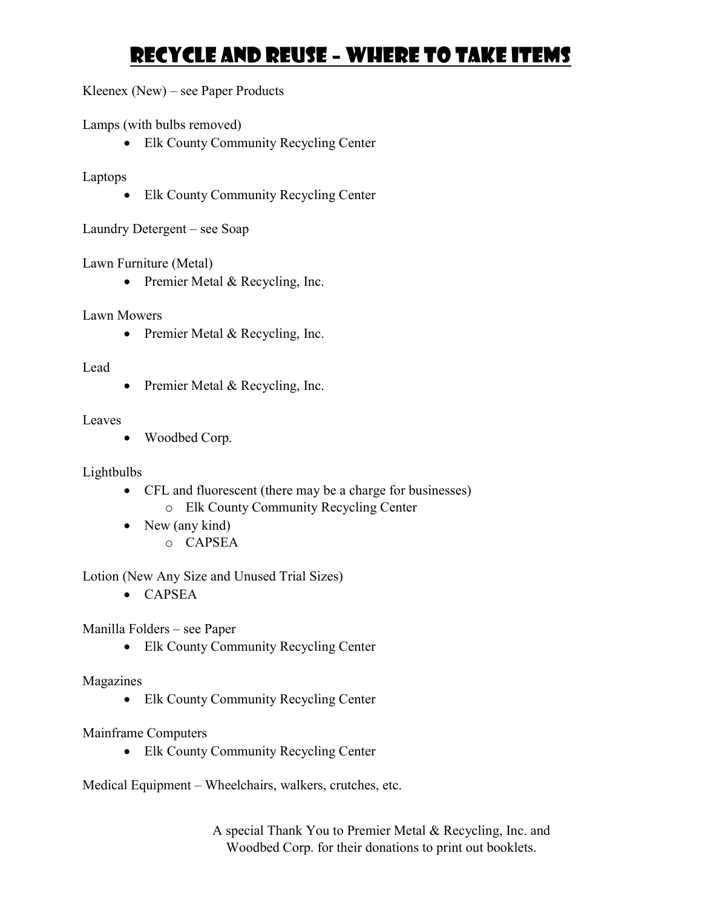# Recycle and Reuse – Where to Take Items

Kleenex (New) – see Paper Products

Lamps (with bulbs removed)

- Elk County Community Recycling Center

Laptops

- Elk County Community Recycling Center

Laundry Detergent – see Soap

Lawn Furniture (Metal)

- Premier Metal & Recycling, Inc.

Lawn Mowers

- Premier Metal & Recycling, Inc.

Lead

- Premier Metal & Recycling, Inc.

Leaves

- Woodbed Corp.

Lightbulbs

- CFL and fluorescent (there may be a charge for businesses)
    - Elk County Community Recycling Center
- New (any kind)
    - CAPSEA

Lotion (New Any Size and Unused Trial Sizes)

- CAPSEA

Manilla Folders – see Paper

- Elk County Community Recycling Center

Magazines

- Elk County Community Recycling Center

Mainframe Computers

- Elk County Community Recycling Center

Medical Equipment – Wheelchairs, walkers, crutches, etc.

A special Thank You to Premier Metal & Recycling, Inc. and Woodbed Corp. for their donations to print out booklets.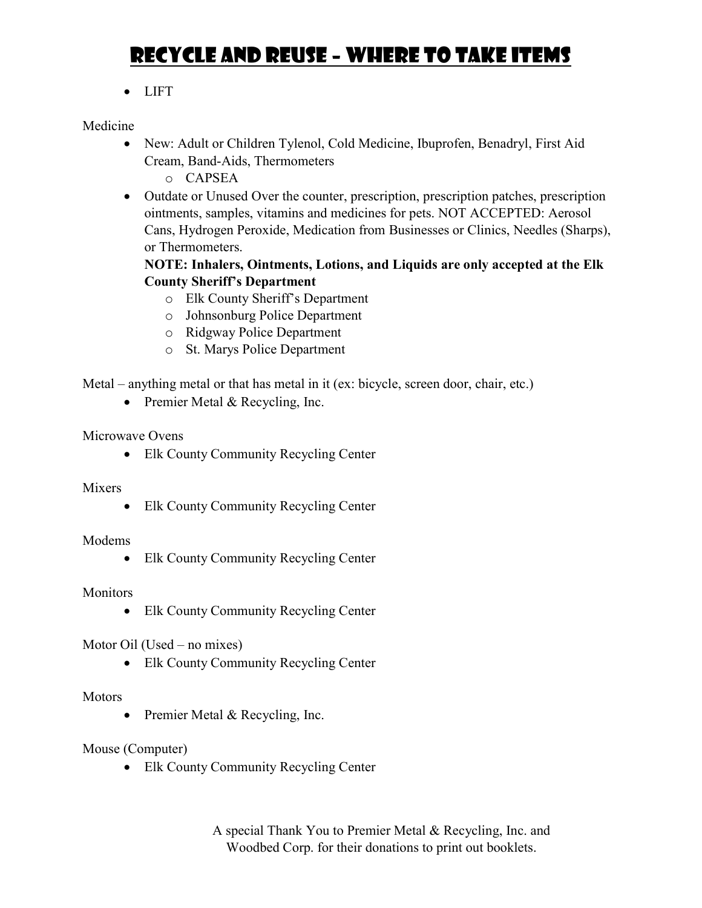# Recycle and Reuse – Where to Take Items

- LIFT

Medicine

- New: Adult or Children Tylenol, Cold Medicine, Ibuprofen, Benadryl, First Aid Cream, Band-Aids, Thermometers
  - CAPSEA
- Outdate or Unused Over the counter, prescription, prescription patches, prescription ointments, samples, vitamins and medicines for pets. NOT ACCEPTED: Aerosol Cans, Hydrogen Peroxide, Medication from Businesses or Clinics, Needles (Sharps), or Thermometers.

  **NOTE: Inhalers, Ointments, Lotions, and Liquids are only accepted at the Elk County Sheriff's Department**
  - Elk County Sheriff's Department
  - Johnsonburg Police Department
  - Ridgway Police Department
  - St. Marys Police Department

Metal – anything metal or that has metal in it (ex: bicycle, screen door, chair, etc.)

- Premier Metal & Recycling, Inc.

Microwave Ovens

- Elk County Community Recycling Center

Mixers

- Elk County Community Recycling Center

Modems

- Elk County Community Recycling Center

Monitors

- Elk County Community Recycling Center

Motor Oil (Used – no mixes)

- Elk County Community Recycling Center

Motors

- Premier Metal & Recycling, Inc.

Mouse (Computer)

- Elk County Community Recycling Center

A special Thank You to Premier Metal & Recycling, Inc. and Woodbed Corp. for their donations to print out booklets.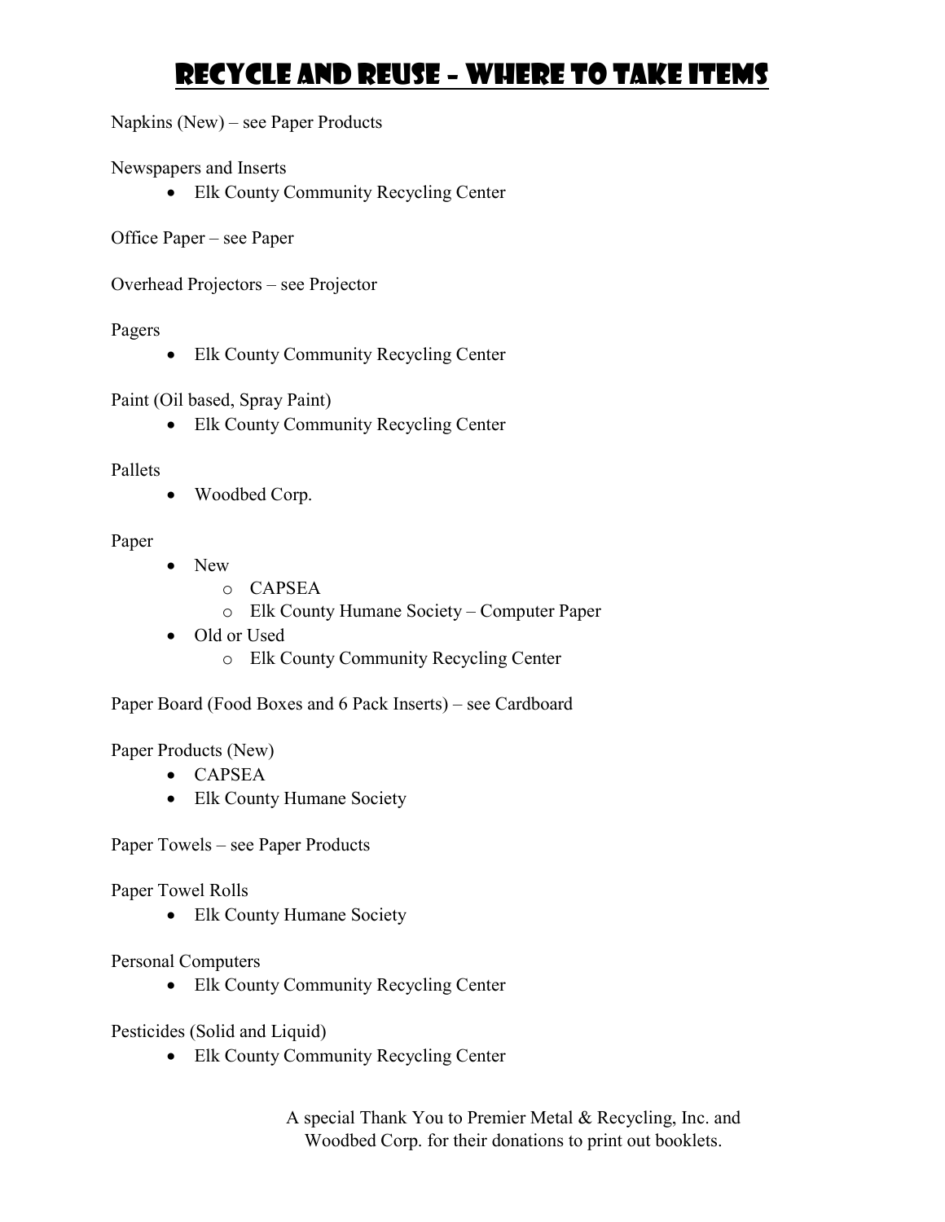# Recycle and Reuse – Where to Take Items

Napkins (New) – see Paper Products

Newspapers and Inserts

- Elk County Community Recycling Center

Office Paper – see Paper

Overhead Projectors – see Projector

Pagers

- Elk County Community Recycling Center

Paint (Oil based, Spray Paint)

- Elk County Community Recycling Center

Pallets

- Woodbed Corp.

Paper

- New
  - CAPSEA
  - Elk County Humane Society – Computer Paper
- Old or Used
  - Elk County Community Recycling Center

Paper Board (Food Boxes and 6 Pack Inserts) – see Cardboard

Paper Products (New)

- CAPSEA
- Elk County Humane Society

Paper Towels – see Paper Products

Paper Towel Rolls

- Elk County Humane Society

Personal Computers

- Elk County Community Recycling Center

Pesticides (Solid and Liquid)

- Elk County Community Recycling Center

A special Thank You to Premier Metal & Recycling, Inc. and Woodbed Corp. for their donations to print out booklets.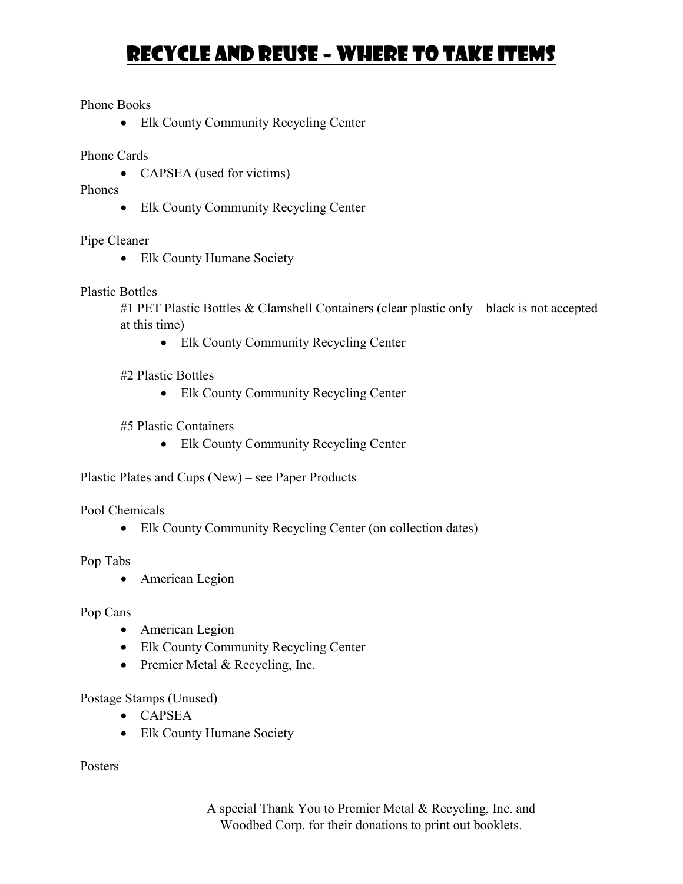# Recycle and Reuse – Where to Take Items

Phone Books

- Elk County Community Recycling Center

Phone Cards

- CAPSEA (used for victims)

Phones

- Elk County Community Recycling Center

Pipe Cleaner

- Elk County Humane Society

Plastic Bottles

#1 PET Plastic Bottles & Clamshell Containers (clear plastic only – black is not accepted at this time)

- Elk County Community Recycling Center

#2 Plastic Bottles

- Elk County Community Recycling Center

#5 Plastic Containers

- Elk County Community Recycling Center

Plastic Plates and Cups (New) – see Paper Products

Pool Chemicals

- Elk County Community Recycling Center (on collection dates)

Pop Tabs

- American Legion

Pop Cans

- American Legion
- Elk County Community Recycling Center
- Premier Metal & Recycling, Inc.

Postage Stamps (Unused)

- CAPSEA
- Elk County Humane Society

Posters

A special Thank You to Premier Metal & Recycling, Inc. and Woodbed Corp. for their donations to print out booklets.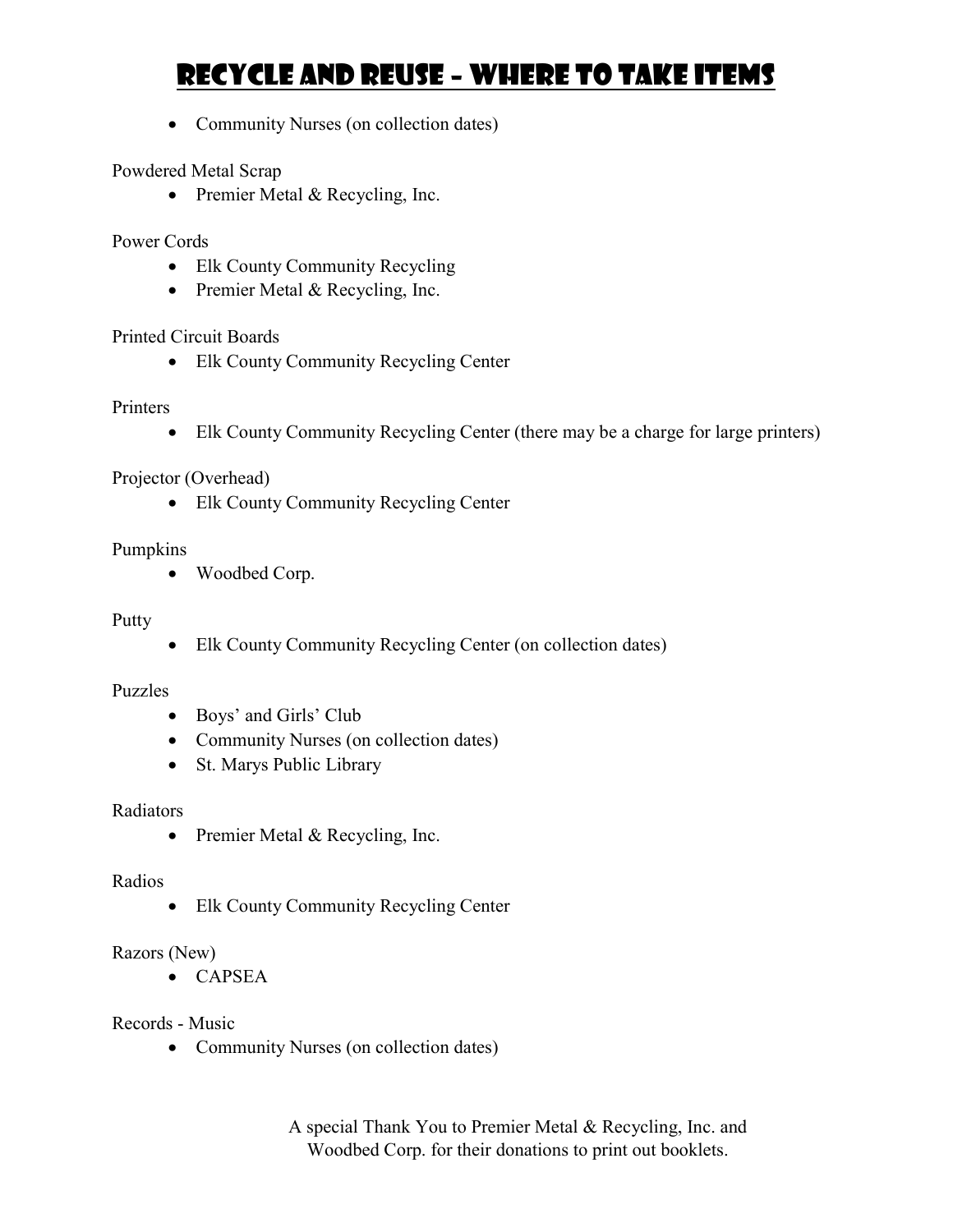# Recycle and Reuse – Where to Take Items

- Community Nurses (on collection dates)

Powdered Metal Scrap

- Premier Metal & Recycling, Inc.

Power Cords

- Elk County Community Recycling
- Premier Metal & Recycling, Inc.

Printed Circuit Boards

- Elk County Community Recycling Center

Printers

- Elk County Community Recycling Center (there may be a charge for large printers)

Projector (Overhead)

- Elk County Community Recycling Center

Pumpkins

- Woodbed Corp.

Putty

- Elk County Community Recycling Center (on collection dates)

Puzzles

- Boys' and Girls' Club
- Community Nurses (on collection dates)
- St. Marys Public Library

Radiators

- Premier Metal & Recycling, Inc.

Radios

- Elk County Community Recycling Center

Razors (New)

- CAPSEA

Records - Music

- Community Nurses (on collection dates)

A special Thank You to Premier Metal & Recycling, Inc. and Woodbed Corp. for their donations to print out booklets.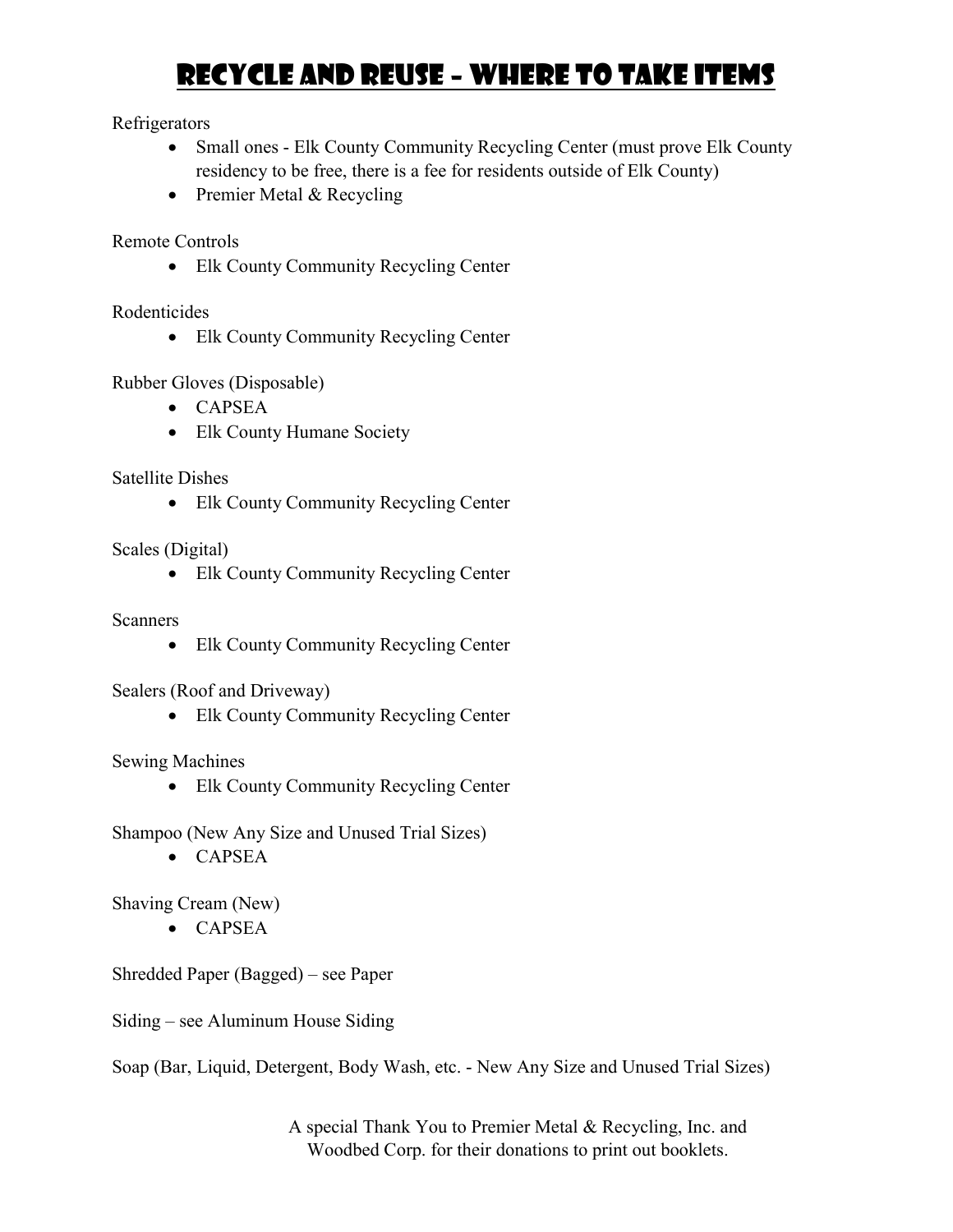# Recycle and Reuse – Where to Take Items

Refrigerators

- Small ones - Elk County Community Recycling Center (must prove Elk County residency to be free, there is a fee for residents outside of Elk County)
- Premier Metal & Recycling

Remote Controls

- Elk County Community Recycling Center

Rodenticides

- Elk County Community Recycling Center

Rubber Gloves (Disposable)

- CAPSEA
- Elk County Humane Society

Satellite Dishes

- Elk County Community Recycling Center

Scales (Digital)

- Elk County Community Recycling Center

Scanners

- Elk County Community Recycling Center

Sealers (Roof and Driveway)

- Elk County Community Recycling Center

Sewing Machines

- Elk County Community Recycling Center

Shampoo (New Any Size and Unused Trial Sizes)

- CAPSEA

Shaving Cream (New)

- CAPSEA

Shredded Paper (Bagged) – see Paper

Siding – see Aluminum House Siding

Soap (Bar, Liquid, Detergent, Body Wash, etc. - New Any Size and Unused Trial Sizes)

A special Thank You to Premier Metal & Recycling, Inc. and Woodbed Corp. for their donations to print out booklets.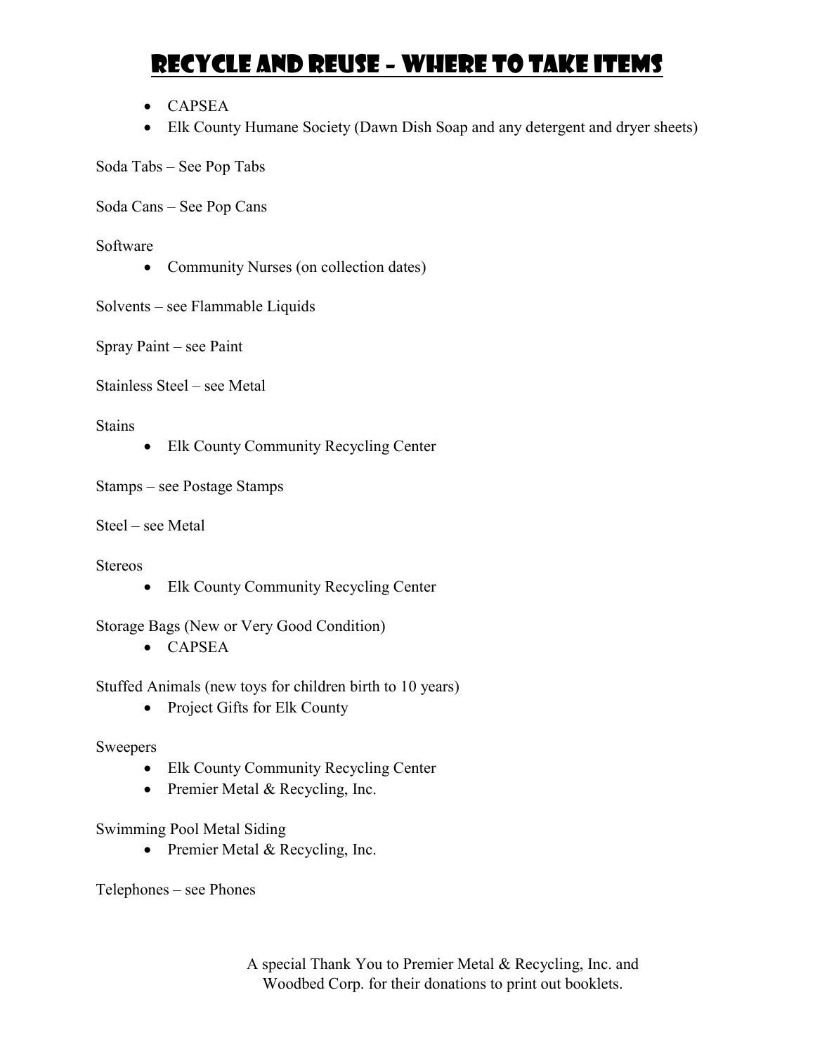# Recycle and Reuse – Where to Take Items

- CAPSEA
- Elk County Humane Society (Dawn Dish Soap and any detergent and dryer sheets)

Soda Tabs – See Pop Tabs

Soda Cans – See Pop Cans

Software

- Community Nurses (on collection dates)

Solvents – see Flammable Liquids

Spray Paint – see Paint

Stainless Steel – see Metal

Stains

- Elk County Community Recycling Center

Stamps – see Postage Stamps

Steel – see Metal

Stereos

- Elk County Community Recycling Center

Storage Bags (New or Very Good Condition)

- CAPSEA

Stuffed Animals (new toys for children birth to 10 years)

- Project Gifts for Elk County

Sweepers

- Elk County Community Recycling Center
- Premier Metal & Recycling, Inc.

Swimming Pool Metal Siding

- Premier Metal & Recycling, Inc.

Telephones – see Phones

A special Thank You to Premier Metal & Recycling, Inc. and Woodbed Corp. for their donations to print out booklets.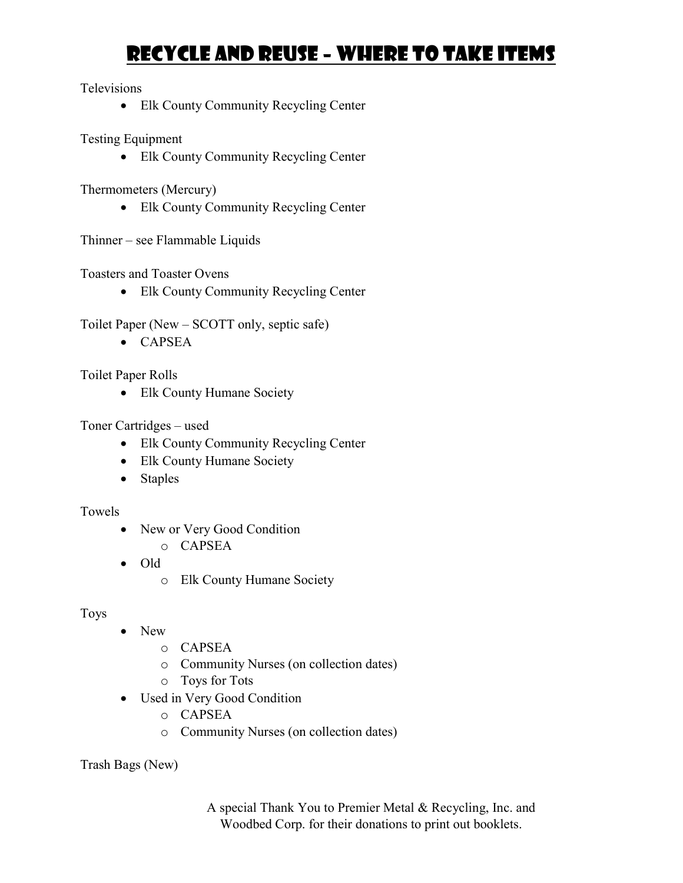# Recycle and Reuse – Where to Take Items

Televisions

- Elk County Community Recycling Center

Testing Equipment

- Elk County Community Recycling Center

Thermometers (Mercury)

- Elk County Community Recycling Center

Thinner – see Flammable Liquids

Toasters and Toaster Ovens

- Elk County Community Recycling Center

Toilet Paper (New – SCOTT only, septic safe)

- CAPSEA

Toilet Paper Rolls

- Elk County Humane Society

Toner Cartridges – used

- Elk County Community Recycling Center
- Elk County Humane Society
- Staples

Towels

- New or Very Good Condition
  - CAPSEA
- Old
  - Elk County Humane Society

Toys

- New
  - CAPSEA
  - Community Nurses (on collection dates)
  - Toys for Tots
- Used in Very Good Condition
  - CAPSEA
  - Community Nurses (on collection dates)

Trash Bags (New)

A special Thank You to Premier Metal & Recycling, Inc. and Woodbed Corp. for their donations to print out booklets.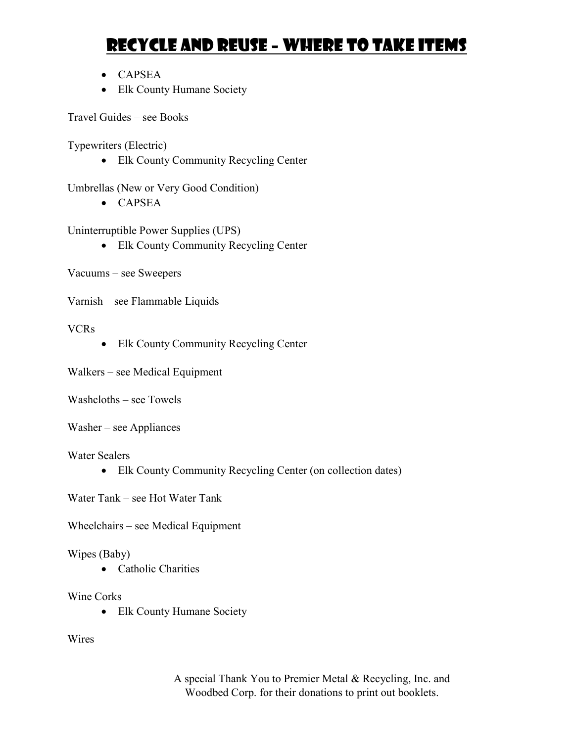# Recycle and Reuse – Where to Take Items

- CAPSEA
- Elk County Humane Society

Travel Guides – see Books

Typewriters (Electric)

- Elk County Community Recycling Center

Umbrellas (New or Very Good Condition)

- CAPSEA

Uninterruptible Power Supplies (UPS)

- Elk County Community Recycling Center

Vacuums – see Sweepers

Varnish – see Flammable Liquids

VCRs

- Elk County Community Recycling Center

Walkers – see Medical Equipment

Washcloths – see Towels

Washer – see Appliances

Water Sealers

- Elk County Community Recycling Center (on collection dates)

Water Tank – see Hot Water Tank

Wheelchairs – see Medical Equipment

Wipes (Baby)

- Catholic Charities

Wine Corks

- Elk County Humane Society

Wires

A special Thank You to Premier Metal & Recycling, Inc. and Woodbed Corp. for their donations to print out booklets.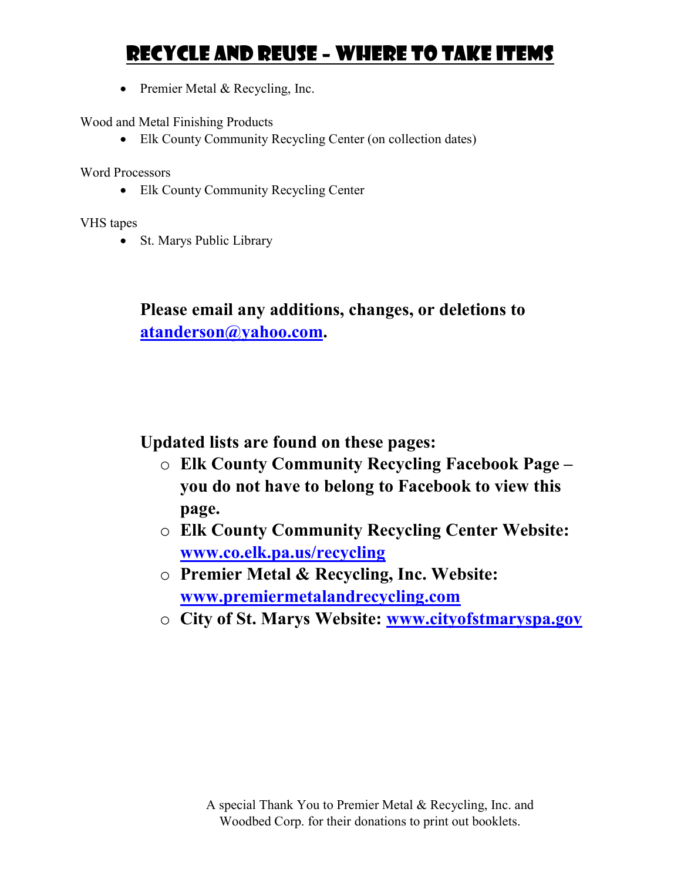# Recycle and Reuse – Where to Take Items

- Premier Metal & Recycling, Inc.

Wood and Metal Finishing Products

- Elk County Community Recycling Center (on collection dates)

Word Processors

- Elk County Community Recycling Center

VHS tapes

- St. Marys Public Library

**Please email any additions, changes, or deletions to [atanderson@yahoo.com](mailto:atanderson@yahoo.com).**

**Updated lists are found on these pages:**

- **Elk County Community Recycling Facebook Page – you do not have to belong to Facebook to view this page.**
- **Elk County Community Recycling Center Website: [www.co.elk.pa.us/recycling](http://www.co.elk.pa.us/recycling)**
- **Premier Metal & Recycling, Inc. Website: [www.premiermetalandrecycling.com](http://www.premiermetalandrecycling.com)**
- **City of St. Marys Website: [www.cityofstmaryspa.gov](http://www.cityofstmaryspa.gov)**

A special Thank You to Premier Metal & Recycling, Inc. and Woodbed Corp. for their donations to print out booklets.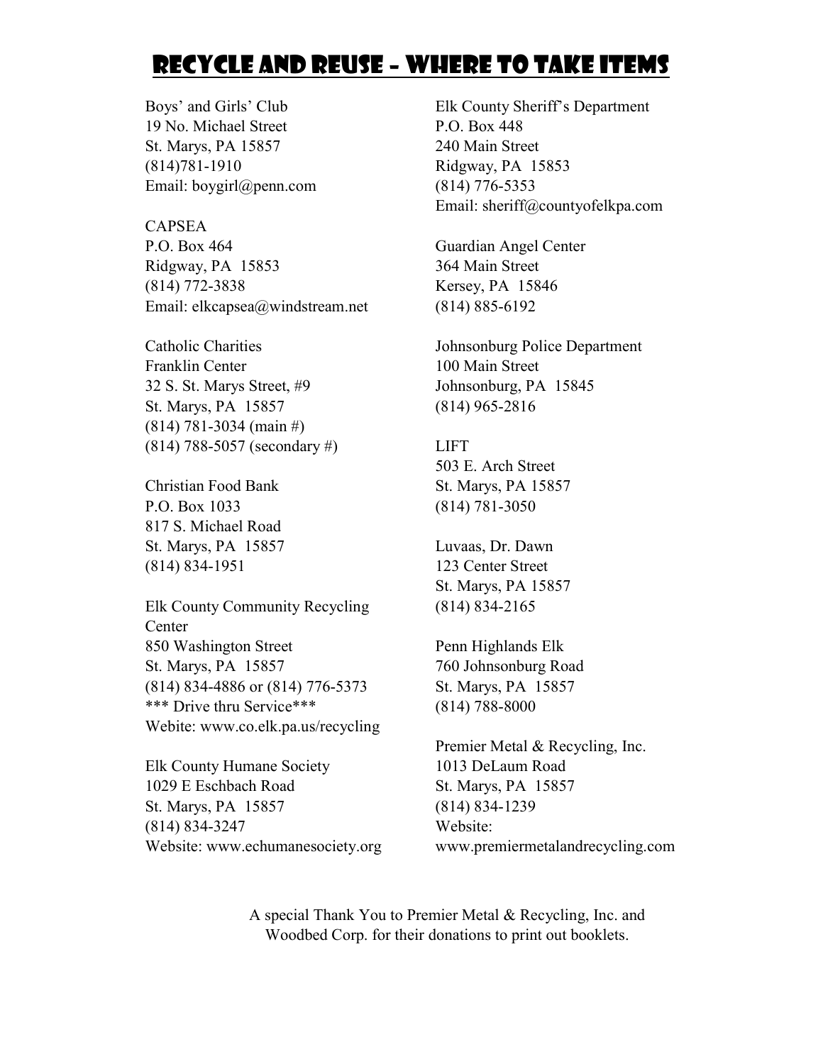# Recycle and Reuse – Where to Take Items

Boys' and Girls' Club
19 No. Michael Street
St. Marys, PA 15857
(814)781-1910
Email: boygirl@penn.com

CAPSEA
P.O. Box 464
Ridgway, PA 15853
(814) 772-3838
Email: elkcapsea@windstream.net

Catholic Charities
Franklin Center
32 S. St. Marys Street, #9
St. Marys, PA 15857
(814) 781-3034 (main #)
(814) 788-5057 (secondary #)

Christian Food Bank
P.O. Box 1033
817 S. Michael Road
St. Marys, PA 15857
(814) 834-1951

Elk County Community Recycling Center
850 Washington Street
St. Marys, PA 15857
(814) 834-4886 or (814) 776-5373
*** Drive thru Service***
Webite: www.co.elk.pa.us/recycling

Elk County Humane Society
1029 E Eschbach Road
St. Marys, PA 15857
(814) 834-3247
Website: www.echumanesociety.org

Elk County Sheriff's Department
P.O. Box 448
240 Main Street
Ridgway, PA 15853
(814) 776-5353
Email: sheriff@countyofelkpa.com

Guardian Angel Center
364 Main Street
Kersey, PA 15846
(814) 885-6192

Johnsonburg Police Department
100 Main Street
Johnsonburg, PA 15845
(814) 965-2816

LIFT
503 E. Arch Street
St. Marys, PA 15857
(814) 781-3050

Luvaas, Dr. Dawn
123 Center Street
St. Marys, PA 15857
(814) 834-2165

Penn Highlands Elk
760 Johnsonburg Road
St. Marys, PA 15857
(814) 788-8000

Premier Metal & Recycling, Inc.
1013 DeLaum Road
St. Marys, PA 15857
(814) 834-1239
Website:
www.premiermetalandrecycling.com

A special Thank You to Premier Metal & Recycling, Inc. and Woodbed Corp. for their donations to print out booklets.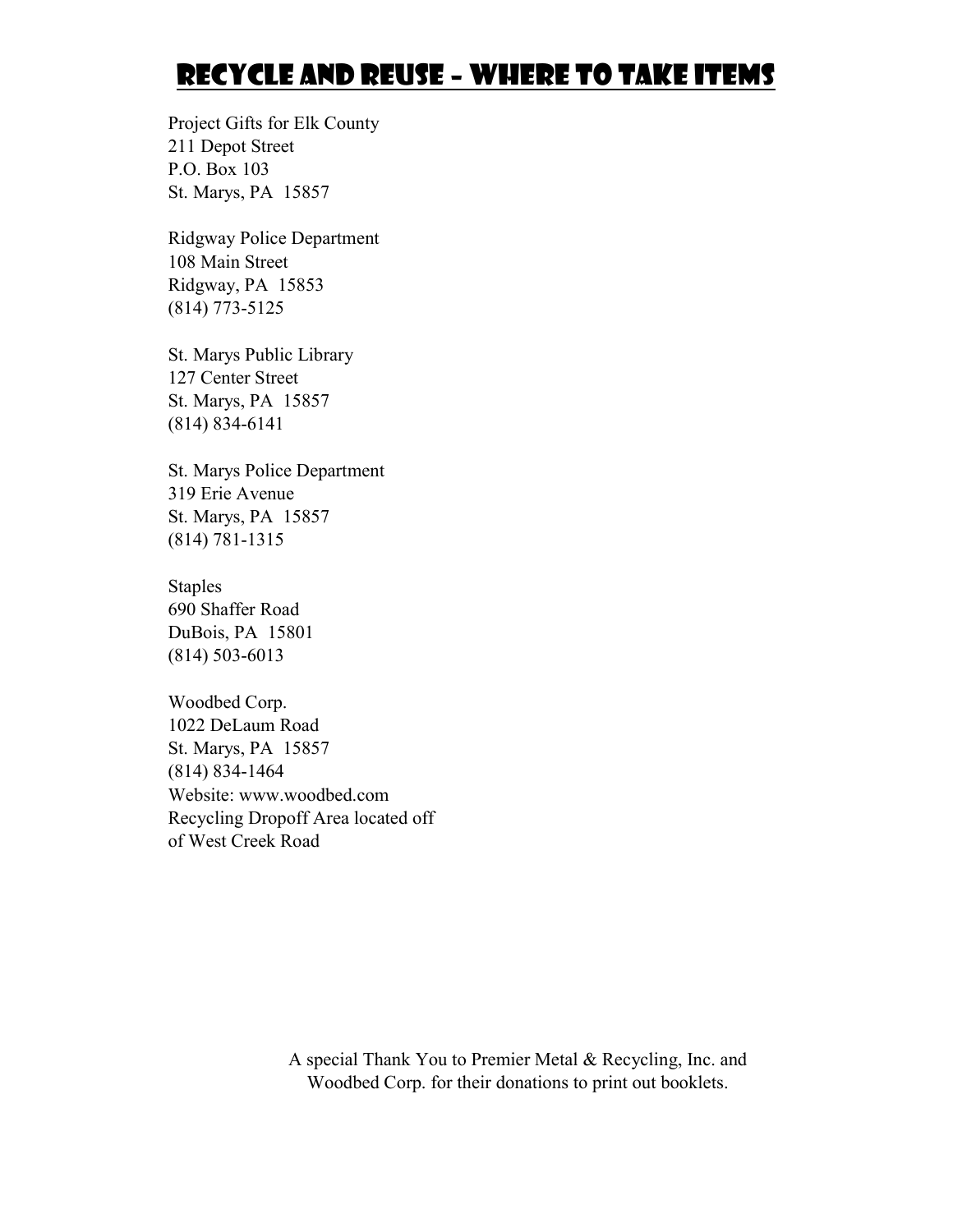# RECYCLE AND REUSE – WHERE TO TAKE ITEMS

Project Gifts for Elk County
211 Depot Street
P.O. Box 103
St. Marys, PA 15857

Ridgway Police Department
108 Main Street
Ridgway, PA 15853
(814) 773-5125

St. Marys Public Library
127 Center Street
St. Marys, PA 15857
(814) 834-6141

St. Marys Police Department
319 Erie Avenue
St. Marys, PA 15857
(814) 781-1315

Staples
690 Shaffer Road
DuBois, PA 15801
(814) 503-6013

Woodbed Corp.
1022 DeLaum Road
St. Marys, PA 15857
(814) 834-1464
Website: www.woodbed.com
Recycling Dropoff Area located off
of West Creek Road

A special Thank You to Premier Metal & Recycling, Inc. and Woodbed Corp. for their donations to print out booklets.